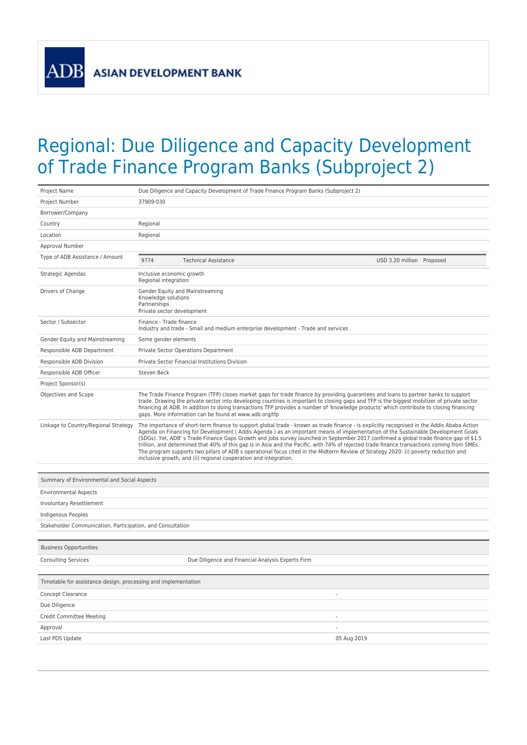ADB ASIAN DEVELOPMENT BANK

# Regional: Due Diligence and Capacity Development of Trade Finance Program Banks (Subproject 2)

| | |
|---|---|
| Project Name | Due Diligence and Capacity Development of Trade Finance Program Banks (Subproject 2) |
| Project Number | 37909-030 |
| Borrower/Company | |
| Country | Regional |
| Location | Regional |
| Approval Number | |
| Type of ADB Assistance / Amount | 9774 Technical Assistance USD 3.20 million Proposed |
| Strategic Agendas | Inclusive economic growth<br>Regional integration |
| Drivers of Change | Gender Equity and Mainstreaming<br>Knowledge solutions<br>Partnerships<br>Private sector development |
| Sector / Subsector | Finance - Trade finance<br>Industry and trade - Small and medium enterprise development - Trade and services |
| Gender Equity and Mainstreaming | Some gender elements |
| Responsible ADB Department | Private Sector Operations Department |
| Responsible ADB Division | Private Sector Financial Institutions Division |
| Responsible ADB Officer | Steven Beck |
| Project Sponsor(s) | |
| Objectives and Scope | The Trade Finance Program (TFP) closes market gaps for trade finance by providing guarantees and loans to partner banks to support trade. Drawing the private sector into developing countries is important to closing gaps and TFP is the biggest mobilizer of private sector financing at ADB. In addition to doing transactions TFP provides a number of 'knowledge products' which contribute to closing financing gaps. More information can be found at www.adb.org/tfp |
| Linkage to Country/Regional Strategy | The importance of short-term finance to support global trade - known as trade finance - is explicitly recognised in the Addis Ababa Action Agenda on Financing for Development ( Addis Agenda ) as an important means of implementation of the Sustainable Development Goals (SDGs). Yet, ADB' s Trade Finance Gaps Growth and Jobs survey launched in September 2017 confirmed a global trade finance gap of $1.5 trillion, and determined that 40% of this gap is in Asia and the Pacific, with 74% of rejected trade finance transactions coming from SMEs. The program supports two pillars of ADB s operational focus cited in the Midterm Review of Strategy 2020: (i) poverty reduction and inclusive growth, and (ii) regional cooperation and integration. |

| Summary of Environmental and Social Aspects |
|---|
| Environmental Aspects |
| Involuntary Resettlement |
| Indigenous Peoples |
| Stakeholder Communication, Participation, and Consultation |

| Business Opportunities | |
|---|---|
| Consulting Services | Due Diligence and Financial Analysis Experts Firm |

| Timetable for assistance design, processing and implementation | |
|---|---|
| Concept Clearance | - |
| Due Diligence | |
| Credit Committee Meeting | - |
| Approval | - |
| Last PDS Update | 05 Aug 2019 |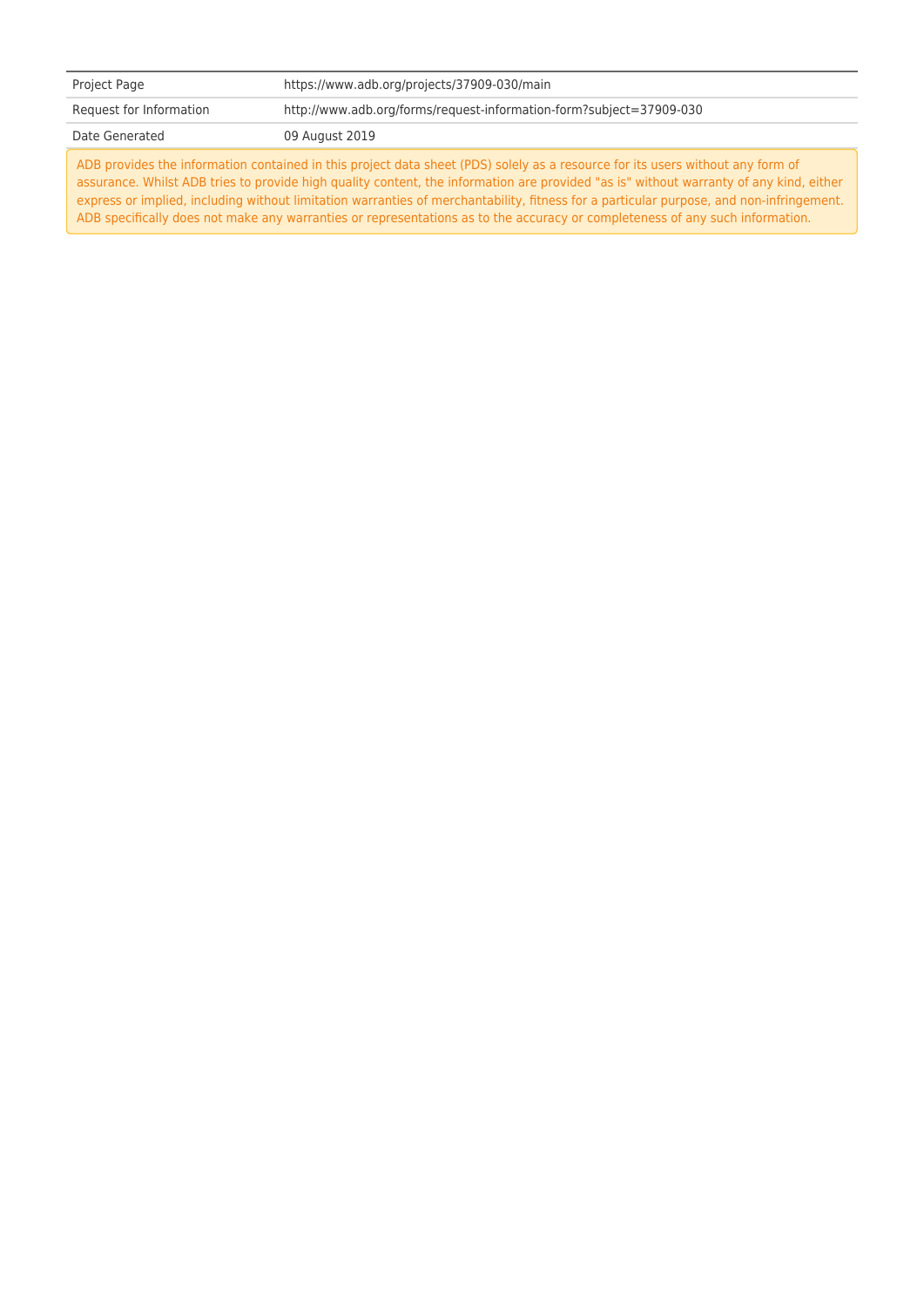| | |
|---|---|
| Project Page | https://www.adb.org/projects/37909-030/main |
| Request for Information | http://www.adb.org/forms/request-information-form?subject=37909-030 |
| Date Generated | 09 August 2019 |

ADB provides the information contained in this project data sheet (PDS) solely as a resource for its users without any form of assurance. Whilst ADB tries to provide high quality content, the information are provided "as is" without warranty of any kind, either express or implied, including without limitation warranties of merchantability, fitness for a particular purpose, and non-infringement. ADB specifically does not make any warranties or representations as to the accuracy or completeness of any such information.